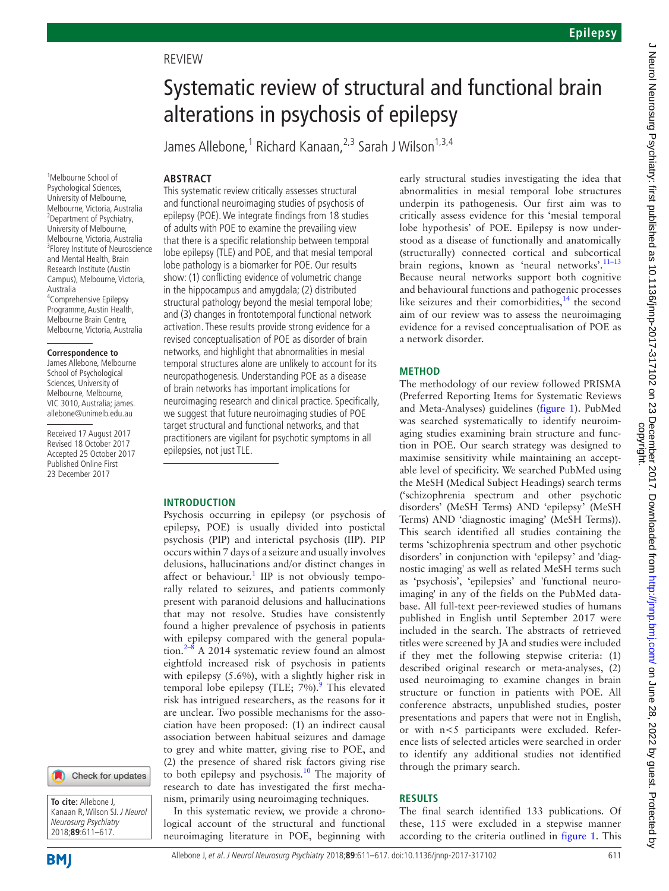REVIEW

# Systematic review of structural and functional brain alterations in psychosis of epilepsy

James Allebone,[1] Richard Kanaan,[2,3] Sarah J Wilson[1,3,4]

[1]Melbourne School of Psychological Sciences, University of Melbourne, Melbourne, Victoria, Australia
[2]Department of Psychiatry, University of Melbourne, Melbourne, Victoria, Australia
[3]Florey Institute of Neuroscience and Mental Health, Brain Research Institute (Austin Campus), Melbourne, Victoria, Australia
[4]Comprehensive Epilepsy Programme, Austin Health, Melbourne Brain Centre, Melbourne, Victoria, Australia

**Correspondence to**
James Allebone, Melbourne School of Psychological Sciences, University of Melbourne, Melbourne, VIC 3010, Australia; james.allebone@unimelb.edu.au

Received 17 August 2017
Revised 18 October 2017
Accepted 25 October 2017
Published Online First 23 December 2017

**To cite:** Allebone J, Kanaan R, Wilson SJ. *J Neurol Neurosurg Psychiatry* 2018;**89**:611–617.

## ABSTRACT

This systematic review critically assesses structural and functional neuroimaging studies of psychosis of epilepsy (POE). We integrate findings from 18 studies of adults with POE to examine the prevailing view that there is a specific relationship between temporal lobe epilepsy (TLE) and POE, and that mesial temporal lobe pathology is a biomarker for POE. Our results show: (1) conflicting evidence of volumetric change in the hippocampus and amygdala; (2) distributed structural pathology beyond the mesial temporal lobe; and (3) changes in frontotemporal functional network activation. These results provide strong evidence for a revised conceptualisation of POE as disorder of brain networks, and highlight that abnormalities in mesial temporal structures alone are unlikely to account for its neuropathogenesis. Understanding POE as a disease of brain networks has important implications for neuroimaging research and clinical practice. Specifically, we suggest that future neuroimaging studies of POE target structural and functional networks, and that practitioners are vigilant for psychotic symptoms in all epilepsies, not just TLE.

## INTRODUCTION

Psychosis occurring in epilepsy (or psychosis of epilepsy, POE) is usually divided into postictal psychosis (PIP) and interictal psychosis (IIP). PIP occurs within 7 days of a seizure and usually involves delusions, hallucinations and/or distinct changes in affect or behaviour.[1] IIP is not obviously temporally related to seizures, and patients commonly present with paranoid delusions and hallucinations that may not resolve. Studies have consistently found a higher prevalence of psychosis in patients with epilepsy compared with the general population.[2–8] A 2014 systematic review found an almost eightfold increased risk of psychosis in patients with epilepsy (5.6%), with a slightly higher risk in temporal lobe epilepsy (TLE; 7%).[9] This elevated risk has intrigued researchers, as the reasons for it are unclear. Two possible mechanisms for the association have been proposed: (1) an indirect causal association between habitual seizures and damage to grey and white matter, giving rise to POE, and (2) the presence of shared risk factors giving rise to both epilepsy and psychosis.[10] The majority of research to date has investigated the first mechanism, primarily using neuroimaging techniques.

In this systematic review, we provide a chronological account of the structural and functional neuroimaging literature in POE, beginning with early structural studies investigating the idea that abnormalities in mesial temporal lobe structures underpin its pathogenesis. Our first aim was to critically assess evidence for this 'mesial temporal lobe hypothesis' of POE. Epilepsy is now understood as a disease of functionally and anatomically (structurally) connected cortical and subcortical brain regions, known as 'neural networks'.[11–13] Because neural networks support both cognitive and behavioural functions and pathogenic processes like seizures and their comorbidities,[14] the second aim of our review was to assess the neuroimaging evidence for a revised conceptualisation of POE as a network disorder.

## METHOD

The methodology of our review followed PRISMA (Preferred Reporting Items for Systematic Reviews and Meta-Analyses) guidelines (figure 1). PubMed was searched systematically to identify neuroimaging studies examining brain structure and function in POE. Our search strategy was designed to maximise sensitivity while maintaining an acceptable level of specificity. We searched PubMed using the MeSH (Medical Subject Headings) search terms ('schizophrenia spectrum and other psychotic disorders' (MeSH Terms) AND 'epilepsy' (MeSH Terms) AND 'diagnostic imaging' (MeSH Terms)). This search identified all studies containing the terms 'schizophrenia spectrum and other psychotic disorders' in conjunction with 'epilepsy' and 'diagnostic imaging' as well as related MeSH terms such as 'psychosis', 'epilepsies' and 'functional neuroimaging' in any of the fields on the PubMed database. All full-text peer-reviewed studies of humans published in English until September 2017 were included in the search. The abstracts of retrieved titles were screened by JA and studies were included if they met the following stepwise criteria: (1) described original research or meta-analyses, (2) used neuroimaging to examine changes in brain structure or function in patients with POE. All conference abstracts, unpublished studies, poster presentations and papers that were not in English, or with n<5 participants were excluded. Reference lists of selected articles were searched in order to identify any additional studies not identified through the primary search.

## RESULTS

The final search identified 133 publications. Of these, 115 were excluded in a stepwise manner according to the criteria outlined in figure 1. This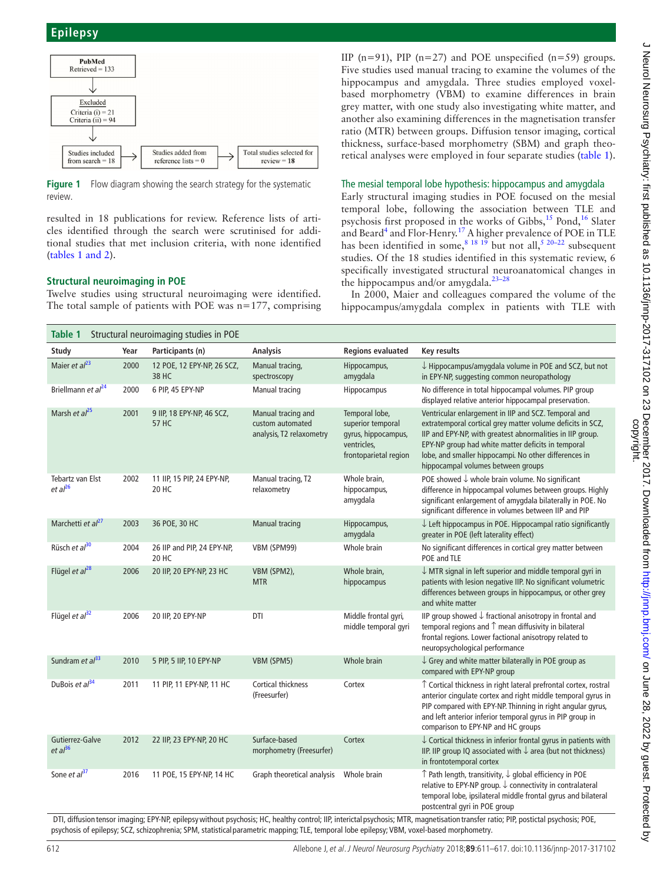PubMed Retrieved = 133 → Excluded: Criteria (i) = 21, Criteria (ii) = 94 → Studies included from search = 18 → Studies added from reference lists = 0 → Total studies selected for review = 18

**Figure 1** Flow diagram showing the search strategy for the systematic review.

resulted in 18 publications for review. Reference lists of articles identified through the search were scrutinised for additional studies that met inclusion criteria, with none identified (tables 1 and 2).

### Structural neuroimaging in POE

Twelve studies using structural neuroimaging were identified. The total sample of patients with POE was n=177, comprising IIP (n=91), PIP (n=27) and POE unspecified (n=59) groups. Five studies used manual tracing to examine the volumes of the hippocampus and amygdala. Three studies employed voxel-based morphometry (VBM) to examine differences in brain grey matter, with one study also investigating white matter, and another also examining differences in the magnetisation transfer ratio (MTR) between groups. Diffusion tensor imaging, cortical thickness, surface-based morphometry (SBM) and graph theoretical analyses were employed in four separate studies (table 1).

### The mesial temporal lobe hypothesis: hippocampus and amygdala

Early structural imaging studies in POE focused on the mesial temporal lobe, following the association between TLE and psychosis first proposed in the works of Gibbs,[15] Pond,[16] Slater and Beard[4] and Flor-Henry.[17] A higher prevalence of POE in TLE has been identified in some,[8 18 19] but not all,[5 20–22] subsequent studies. Of the 18 studies identified in this systematic review, 6 specifically investigated structural neuroanatomical changes in the hippocampus and/or amygdala.[23–28]

In 2000, Maier and colleagues compared the volume of the hippocampus/amygdala complex in patients with TLE with

**Table 1** Structural neuroimaging studies in POE

| Study | Year | Participants (n) | Analysis | Regions evaluated | Key results |
|---|---|---|---|---|---|
| Maier *et al*[23] | 2000 | 12 POE, 12 EPY-NP, 26 SCZ, 38 HC | Manual tracing, spectroscopy | Hippocampus, amygdala | ↓ Hippocampus/amygdala volume in POE and SCZ, but not in EPY-NP, suggesting common neuropathology |
| Briellmann *et al*[24] | 2000 | 6 PIP, 45 EPY-NP | Manual tracing | Hippocampus | No difference in total hippocampal volumes. PIP group displayed relative anterior hippocampal preservation. |
| Marsh *et al*[25] | 2001 | 9 IIP, 18 EPY-NP, 46 SCZ, 57 HC | Manual tracing and custom automated analysis, T2 relaxometry | Temporal lobe, superior temporal gyrus, hippocampus, ventricles, frontoparietal region | Ventricular enlargement in IIP and SCZ. Temporal and extratemporal cortical grey matter volume deficits in SCZ, IIP and EPY-NP, with greatest abnormalities in IIP group. EPY-NP group had white matter deficits in temporal lobe, and smaller hippocampi. No other differences in hippocampal volumes between groups |
| Tebartz van Elst *et al*[26] | 2002 | 11 IIP, 15 PIP, 24 EPY-NP, 20 HC | Manual tracing, T2 relaxometry | Whole brain, hippocampus, amygdala | POE showed ↓ whole brain volume. No significant difference in hippocampal volumes between groups. Highly significant enlargement of amygdala bilaterally in POE. No significant difference in volumes between IIP and PIP |
| Marchetti *et al*[27] | 2003 | 36 POE, 30 HC | Manual tracing | Hippocampus, amygdala | ↓ Left hippocampus in POE. Hippocampal ratio significantly greater in POE (left laterality effect) |
| Rüsch *et al*[30] | 2004 | 26 IIP and PIP, 24 EPY-NP, 20 HC | VBM (SPM99) | Whole brain | No significant differences in cortical grey matter between POE and TLE |
| Flügel *et al*[28] | 2006 | 20 IIP, 20 EPY-NP, 23 HC | VBM (SPM2), MTR | Whole brain, hippocampus | ↓ MTR signal in left superior and middle temporal gyri in patients with lesion negative IIP. No significant volumetric differences between groups in hippocampus, or other grey and white matter |
| Flügel *et al*[32] | 2006 | 20 IIP, 20 EPY-NP | DTI | Middle frontal gyri, middle temporal gyri | IIP group showed ↓ fractional anisotropy in frontal and temporal regions and ↑ mean diffusivity in bilateral frontal regions. Lower factional anisotropy related to neuropsychological performance |
| Sundram *et al*[33] | 2010 | 5 PIP, 5 IIP, 10 EPY-NP | VBM (SPM5) | Whole brain | ↓ Grey and white matter bilaterally in POE group as compared with EPY-NP group |
| DuBois *et al*[34] | 2011 | 11 PIP, 11 EPY-NP, 11 HC | Cortical thickness (Freesurfer) | Cortex | ↑ Cortical thickness in right lateral prefrontal cortex, rostral anterior cingulate cortex and right middle temporal gyrus in PIP compared with EPY-NP. Thinning in right angular gyrus, and left anterior inferior temporal gyrus in PIP group in comparison to EPY-NP and HC groups |
| Gutierrez-Galve *et al*[36] | 2012 | 22 IIP, 23 EPY-NP, 20 HC | Surface-based morphometry (Freesurfer) | Cortex | ↓ Cortical thickness in inferior frontal gyrus in patients with IIP. IIP group IQ associated with ↓ area (but not thickness) in frontotemporal cortex |
| Sone *et al*[37] | 2016 | 11 POE, 15 EPY-NP, 14 HC | Graph theoretical analysis | Whole brain | ↑ Path length, transitivity, ↓ global efficiency in POE relative to EPY-NP group. ↓ connectivity in contralateral temporal lobe, ipsilateral middle frontal gyrus and bilateral postcentral gyri in POE group |

DTI, diffusion tensor imaging; EPY-NP, epilepsy without psychosis; HC, healthy control; IIP, interictal psychosis; MTR, magnetisation transfer ratio; PIP, postictal psychosis; POE, psychosis of epilepsy; SCZ, schizophrenia; SPM, statistical parametric mapping; TLE, temporal lobe epilepsy; VBM, voxel-based morphometry.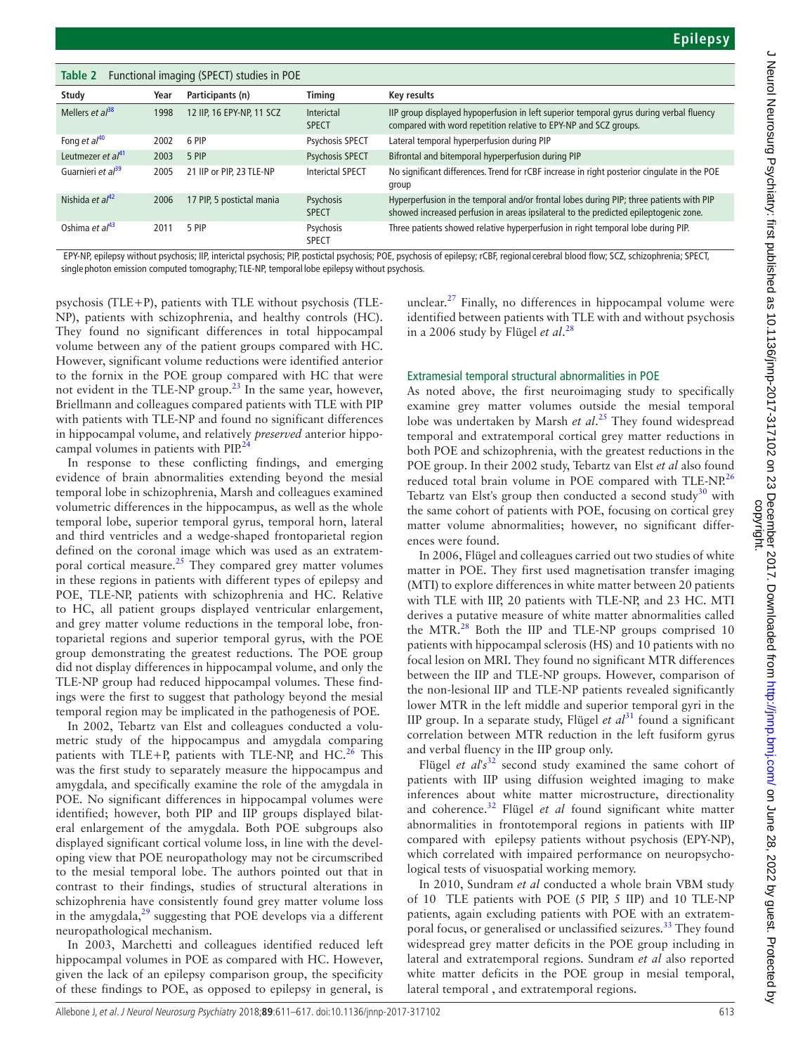**Table 2** Functional imaging (SPECT) studies in POE

| Study | Year | Participants (n) | Timing | Key results |
|---|---|---|---|---|
| Mellers *et al*[38] | 1998 | 12 IIP, 16 EPY-NP, 11 SCZ | Interictal SPECT | IIP group displayed hypoperfusion in left superior temporal gyrus during verbal fluency compared with word repetition relative to EPY-NP and SCZ groups. |
| Fong *et al*[40] | 2002 | 6 PIP | Psychosis SPECT | Lateral temporal hyperperfusion during PIP |
| Leutmezer *et al*[41] | 2003 | 5 PIP | Psychosis SPECT | Bifrontal and bitemporal hyperperfusion during PIP |
| Guarnieri *et al*[39] | 2005 | 21 IIP or PIP, 23 TLE-NP | Interictal SPECT | No significant differences. Trend for rCBF increase in right posterior cingulate in the POE group |
| Nishida *et al*[42] | 2006 | 17 PIP, 5 postictal mania | Psychosis SPECT | Hyperperfusion in the temporal and/or frontal lobes during PIP; three patients with PIP showed increased perfusion in areas ipsilateral to the predicted epileptogenic zone. |
| Oshima *et al*[43] | 2011 | 5 PIP | Psychosis SPECT | Three patients showed relative hyperperfusion in right temporal lobe during PIP. |

EPY-NP, epilepsy without psychosis; IIP, interictal psychosis; PIP, postictal psychosis; POE, psychosis of epilepsy; rCBF, regional cerebral blood flow; SCZ, schizophrenia; SPECT, single photon emission computed tomography; TLE-NP, temporal lobe epilepsy without psychosis.

psychosis (TLE+P), patients with TLE without psychosis (TLE-NP), patients with schizophrenia, and healthy controls (HC). They found no significant differences in total hippocampal volume between any of the patient groups compared with HC. However, significant volume reductions were identified anterior to the fornix in the POE group compared with HC that were not evident in the TLE-NP group.[23] In the same year, however, Briellmann and colleagues compared patients with TLE with PIP with patients with TLE-NP and found no significant differences in hippocampal volume, and relatively *preserved* anterior hippocampal volumes in patients with PIP.[24]

In response to these conflicting findings, and emerging evidence of brain abnormalities extending beyond the mesial temporal lobe in schizophrenia, Marsh and colleagues examined volumetric differences in the hippocampus, as well as the whole temporal lobe, superior temporal gyrus, temporal horn, lateral and third ventricles and a wedge-shaped frontoparietal region defined on the coronal image which was used as an extratemporal cortical measure.[25] They compared grey matter volumes in these regions in patients with different types of epilepsy and POE, TLE-NP, patients with schizophrenia and HC. Relative to HC, all patient groups displayed ventricular enlargement, and grey matter volume reductions in the temporal lobe, frontoparietal regions and superior temporal gyrus, with the POE group demonstrating the greatest reductions. The POE group did not display differences in hippocampal volume, and only the TLE-NP group had reduced hippocampal volumes. These findings were the first to suggest that pathology beyond the mesial temporal region may be implicated in the pathogenesis of POE.

In 2002, Tebartz van Elst and colleagues conducted a volumetric study of the hippocampus and amygdala comparing patients with TLE+P, patients with TLE-NP, and HC.[26] This was the first study to separately measure the hippocampus and amygdala, and specifically examine the role of the amygdala in POE. No significant differences in hippocampal volumes were identified; however, both PIP and IIP groups displayed bilateral enlargement of the amygdala. Both POE subgroups also displayed significant cortical volume loss, in line with the developing view that POE neuropathology may not be circumscribed to the mesial temporal lobe. The authors pointed out that in contrast to their findings, studies of structural alterations in schizophrenia have consistently found grey matter volume loss in the amygdala,[29] suggesting that POE develops via a different neuropathological mechanism.

In 2003, Marchetti and colleagues identified reduced left hippocampal volumes in POE as compared with HC. However, given the lack of an epilepsy comparison group, the specificity of these findings to POE, as opposed to epilepsy in general, is unclear.[27] Finally, no differences in hippocampal volume were identified between patients with TLE with and without psychosis in a 2006 study by Flügel *et al*.[28]

### Extramesial temporal structural abnormalities in POE

As noted above, the first neuroimaging study to specifically examine grey matter volumes outside the mesial temporal lobe was undertaken by Marsh *et al*.[25] They found widespread temporal and extratemporal cortical grey matter reductions in both POE and schizophrenia, with the greatest reductions in the POE group. In their 2002 study, Tebartz van Elst *et al* also found reduced total brain volume in POE compared with TLE-NP.[26] Tebartz van Elst's group then conducted a second study[30] with the same cohort of patients with POE, focusing on cortical grey matter volume abnormalities; however, no significant differences were found.

In 2006, Flügel and colleagues carried out two studies of white matter in POE. They first used magnetisation transfer imaging (MTI) to explore differences in white matter between 20 patients with TLE with IIP, 20 patients with TLE-NP, and 23 HC. MTI derives a putative measure of white matter abnormalities called the MTR.[28] Both the IIP and TLE-NP groups comprised 10 patients with hippocampal sclerosis (HS) and 10 patients with no focal lesion on MRI. They found no significant MTR differences between the IIP and TLE-NP groups. However, comparison of the non-lesional IIP and TLE-NP patients revealed significantly lower MTR in the left middle and superior temporal gyri in the IIP group. In a separate study, Flügel *et al*[31] found a significant correlation between MTR reduction in the left fusiform gyrus and verbal fluency in the IIP group only.

Flügel *et al's*[32] second study examined the same cohort of patients with IIP using diffusion weighted imaging to make inferences about white matter microstructure, directionality and coherence.[32] Flügel *et al* found significant white matter abnormalities in frontotemporal regions in patients with IIP compared with epilepsy patients without psychosis (EPY-NP), which correlated with impaired performance on neuropsychological tests of visuospatial working memory.

In 2010, Sundram *et al* conducted a whole brain VBM study of 10 TLE patients with POE (5 PIP, 5 IIP) and 10 TLE-NP patients, again excluding patients with POE with an extratemporal focus, or generalised or unclassified seizures.[33] They found widespread grey matter deficits in the POE group including in lateral and extratemporal regions. Sundram *et al* also reported white matter deficits in the POE group in mesial temporal, lateral temporal , and extratemporal regions.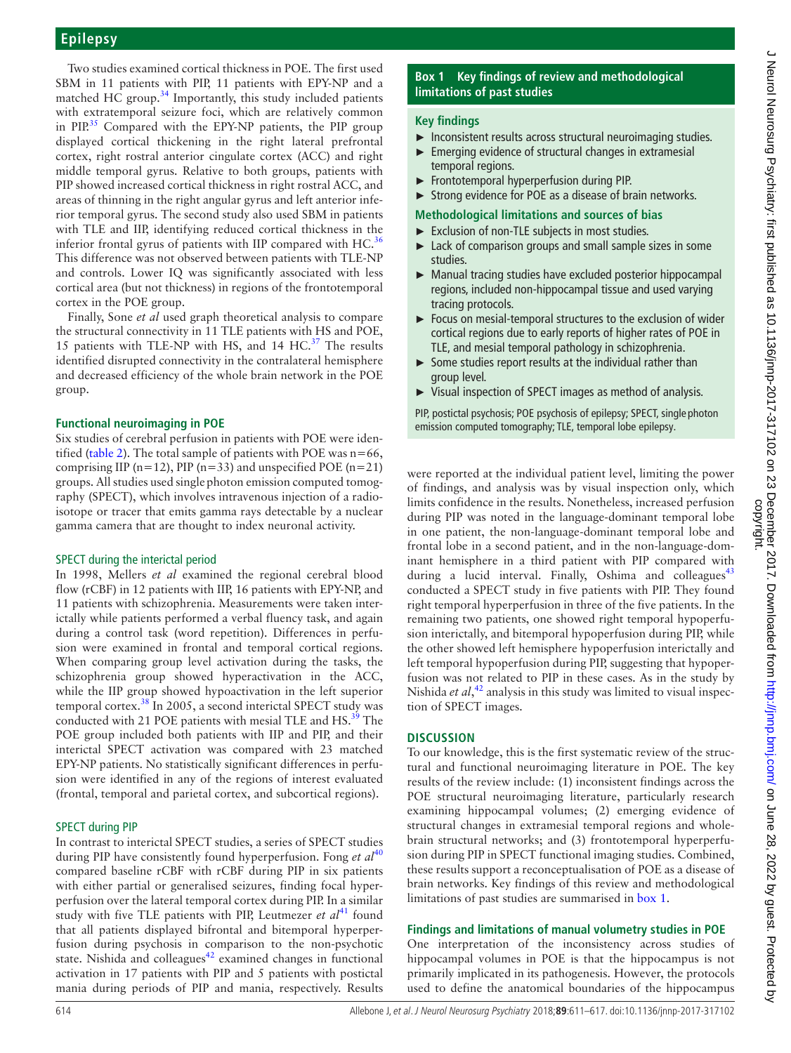Two studies examined cortical thickness in POE. The first used SBM in 11 patients with PIP, 11 patients with EPY-NP and a matched HC group.[34] Importantly, this study included patients with extratemporal seizure foci, which are relatively common in PIP.[35] Compared with the EPY-NP patients, the PIP group displayed cortical thickening in the right lateral prefrontal cortex, right rostral anterior cingulate cortex (ACC) and right middle temporal gyrus. Relative to both groups, patients with PIP showed increased cortical thickness in right rostral ACC, and areas of thinning in the right angular gyrus and left anterior inferior temporal gyrus. The second study also used SBM in patients with TLE and IIP, identifying reduced cortical thickness in the inferior frontal gyrus of patients with IIP compared with HC.[36] This difference was not observed between patients with TLE-NP and controls. Lower IQ was significantly associated with less cortical area (but not thickness) in regions of the frontotemporal cortex in the POE group.

Finally, Sone *et al* used graph theoretical analysis to compare the structural connectivity in 11 TLE patients with HS and POE, 15 patients with TLE-NP with HS, and 14 HC.[37] The results identified disrupted connectivity in the contralateral hemisphere and decreased efficiency of the whole brain network in the POE group.

### Functional neuroimaging in POE

Six studies of cerebral perfusion in patients with POE were identified (table 2). The total sample of patients with POE was n=66, comprising IIP (n=12), PIP (n=33) and unspecified POE (n=21) groups. All studies used single photon emission computed tomography (SPECT), which involves intravenous injection of a radioisotope or tracer that emits gamma rays detectable by a nuclear gamma camera that are thought to index neuronal activity.

#### SPECT during the interictal period

In 1998, Mellers *et al* examined the regional cerebral blood flow (rCBF) in 12 patients with IIP, 16 patients with EPY-NP, and 11 patients with schizophrenia. Measurements were taken interictally while patients performed a verbal fluency task, and again during a control task (word repetition). Differences in perfusion were examined in frontal and temporal cortical regions. When comparing group level activation during the tasks, the schizophrenia group showed hyperactivation in the ACC, while the IIP group showed hypoactivation in the left superior temporal cortex.[38] In 2005, a second interictal SPECT study was conducted with 21 POE patients with mesial TLE and HS.[39] The POE group included both patients with IIP and PIP, and their interictal SPECT activation was compared with 23 matched EPY-NP patients. No statistically significant differences in perfusion were identified in any of the regions of interest evaluated (frontal, temporal and parietal cortex, and subcortical regions).

#### SPECT during PIP

In contrast to interictal SPECT studies, a series of SPECT studies during PIP have consistently found hyperperfusion. Fong *et al*[40] compared baseline rCBF with rCBF during PIP in six patients with either partial or generalised seizures, finding focal hyperperfusion over the lateral temporal cortex during PIP. In a similar study with five TLE patients with PIP, Leutmezer *et al*[41] found that all patients displayed bifrontal and bitemporal hyperperfusion during psychosis in comparison to the non-psychotic state. Nishida and colleagues[42] examined changes in functional activation in 17 patients with PIP and 5 patients with postictal mania during periods of PIP and mania, respectively. Results were reported at the individual patient level, limiting the power of findings, and analysis was by visual inspection only, which limits confidence in the results. Nonetheless, increased perfusion during PIP was noted in the language-dominant temporal lobe in one patient, the non-language-dominant temporal lobe and frontal lobe in a second patient, and in the non-language-dominant hemisphere in a third patient with PIP compared with during a lucid interval. Finally, Oshima and colleagues[43] conducted a SPECT study in five patients with PIP. They found right temporal hyperperfusion in three of the five patients. In the remaining two patients, one showed right temporal hypoperfusion interictally, and bitemporal hypoperfusion during PIP, while the other showed left hemisphere hypoperfusion interictally and left temporal hypoperfusion during PIP, suggesting that hypoperfusion was not related to PIP in these cases. As in the study by Nishida *et al*,[42] analysis in this study was limited to visual inspection of SPECT images.

**Box 1 Key findings of review and methodological limitations of past studies**

**Key findings**

- Inconsistent results across structural neuroimaging studies.
- Emerging evidence of structural changes in extramesial temporal regions.
- Frontotemporal hyperperfusion during PIP.
- Strong evidence for POE as a disease of brain networks.

**Methodological limitations and sources of bias**

- Exclusion of non-TLE subjects in most studies.
- Lack of comparison groups and small sample sizes in some studies.
- Manual tracing studies have excluded posterior hippocampal regions, included non-hippocampal tissue and used varying tracing protocols.
- Focus on mesial-temporal structures to the exclusion of wider cortical regions due to early reports of higher rates of POE in TLE, and mesial temporal pathology in schizophrenia.
- Some studies report results at the individual rather than group level.
- Visual inspection of SPECT images as method of analysis.

PIP, postictal psychosis; POE psychosis of epilepsy; SPECT, single photon emission computed tomography; TLE, temporal lobe epilepsy.

## DISCUSSION

To our knowledge, this is the first systematic review of the structural and functional neuroimaging literature in POE. The key results of the review include: (1) inconsistent findings across the POE structural neuroimaging literature, particularly research examining hippocampal volumes; (2) emerging evidence of structural changes in extramesial temporal regions and whole-brain structural networks; and (3) frontotemporal hyperperfusion during PIP in SPECT functional imaging studies. Combined, these results support a reconceptualisation of POE as a disease of brain networks. Key findings of this review and methodological limitations of past studies are summarised in box 1.

### Findings and limitations of manual volumetry studies in POE

One interpretation of the inconsistency across studies of hippocampal volumes in POE is that the hippocampus is not primarily implicated in its pathogenesis. However, the protocols used to define the anatomical boundaries of the hippocampus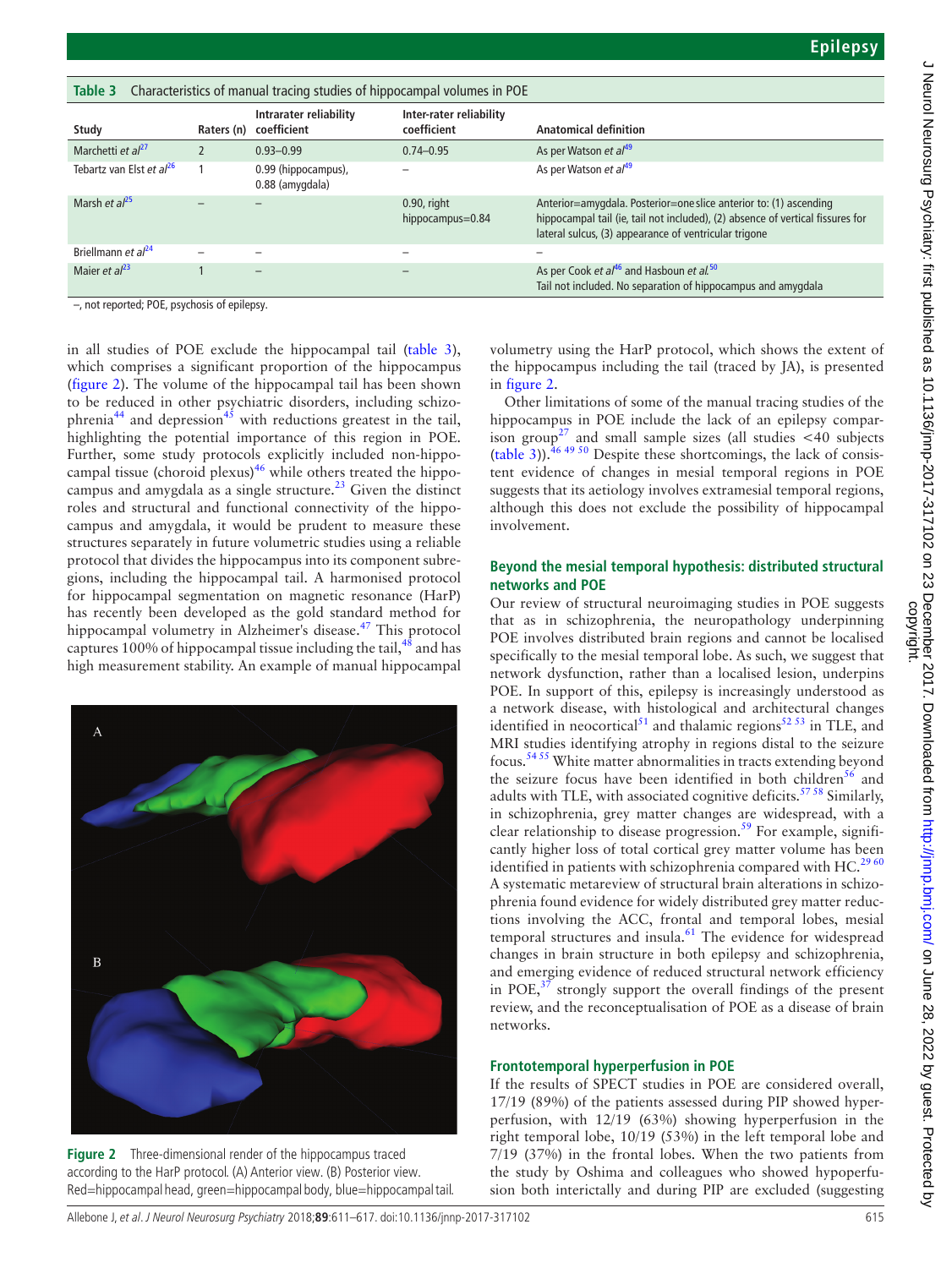**Table 3** Characteristics of manual tracing studies of hippocampal volumes in POE

| Study | Raters (n) | Intrarater reliability coefficient | Inter-rater reliability coefficient | Anatomical definition |
|---|---|---|---|---|
| Marchetti *et al*[27] | 2 | 0.93–0.99 | 0.74–0.95 | As per Watson *et al*[49] |
| Tebartz van Elst *et al*[26] | 1 | 0.99 (hippocampus), 0.88 (amygdala) | – | As per Watson *et al*[49] |
| Marsh *et al*[25] | – | – | 0.90, right hippocampus=0.84 | Anterior=amygdala. Posterior=one slice anterior to: (1) ascending hippocampal tail (ie, tail not included), (2) absence of vertical fissures for lateral sulcus, (3) appearance of ventricular trigone |
| Briellmann *et al*[24] | – | – | – | – |
| Maier *et al*[23] | 1 | – | – | As per Cook *et al*[46] and Hasboun *et al*.[50] Tail not included. No separation of hippocampus and amygdala |

–, not reported; POE, psychosis of epilepsy.

in all studies of POE exclude the hippocampal tail (table 3), which comprises a significant proportion of the hippocampus (figure 2). The volume of the hippocampal tail has been shown to be reduced in other psychiatric disorders, including schizophrenia[44] and depression[45] with reductions greatest in the tail, highlighting the potential importance of this region in POE. Further, some study protocols explicitly included non-hippocampal tissue (choroid plexus)[46] while others treated the hippocampus and amygdala as a single structure.[23] Given the distinct roles and structural and functional connectivity of the hippocampus and amygdala, it would be prudent to measure these structures separately in future volumetric studies using a reliable protocol that divides the hippocampus into its component subregions, including the hippocampal tail. A harmonised protocol for hippocampal segmentation on magnetic resonance (HarP) has recently been developed as the gold standard method for hippocampal volumetry in Alzheimer's disease.[47] This protocol captures 100% of hippocampal tissue including the tail,[48] and has high measurement stability. An example of manual hippocampal volumetry using the HarP protocol, which shows the extent of the hippocampus including the tail (traced by JA), is presented in figure 2.

Figure 2 Three-dimensional render of the hippocampus traced according to the HarP protocol. (A) Anterior view. (B) Posterior view. Red=hippocampal head, green=hippocampal body, blue=hippocampal tail.

Other limitations of some of the manual tracing studies of the hippocampus in POE include the lack of an epilepsy comparison group[27] and small sample sizes (all studies <40 subjects (table 3)).[46 49 50] Despite these shortcomings, the lack of consistent evidence of changes in mesial temporal regions in POE suggests that its aetiology involves extramesial temporal regions, although this does not exclude the possibility of hippocampal involvement.

## Beyond the mesial temporal hypothesis: distributed structural networks and POE

Our review of structural neuroimaging studies in POE suggests that as in schizophrenia, the neuropathology underpinning POE involves distributed brain regions and cannot be localised specifically to the mesial temporal lobe. As such, we suggest that network dysfunction, rather than a localised lesion, underpins POE. In support of this, epilepsy is increasingly understood as a network disease, with histological and architectural changes identified in neocortical[51] and thalamic regions[52 53] in TLE, and MRI studies identifying atrophy in regions distal to the seizure focus.[54 55] White matter abnormalities in tracts extending beyond the seizure focus have been identified in both children[56] and adults with TLE, with associated cognitive deficits.[57 58] Similarly, in schizophrenia, grey matter changes are widespread, with a clear relationship to disease progression.[59] For example, significantly higher loss of total cortical grey matter volume has been identified in patients with schizophrenia compared with HC.[29 60] A systematic metareview of structural brain alterations in schizophrenia found evidence for widely distributed grey matter reductions involving the ACC, frontal and temporal lobes, mesial temporal structures and insula.[61] The evidence for widespread changes in brain structure in both epilepsy and schizophrenia, and emerging evidence of reduced structural network efficiency in POE,[37] strongly support the overall findings of the present review, and the reconceptualisation of POE as a disease of brain networks.

## Frontotemporal hyperperfusion in POE

If the results of SPECT studies in POE are considered overall, 17/19 (89%) of the patients assessed during PIP showed hyperperfusion, with 12/19 (63%) showing hyperperfusion in the right temporal lobe, 10/19 (53%) in the left temporal lobe and 7/19 (37%) in the frontal lobes. When the two patients from the study by Oshima and colleagues who showed hypoperfusion both interictally and during PIP are excluded (suggesting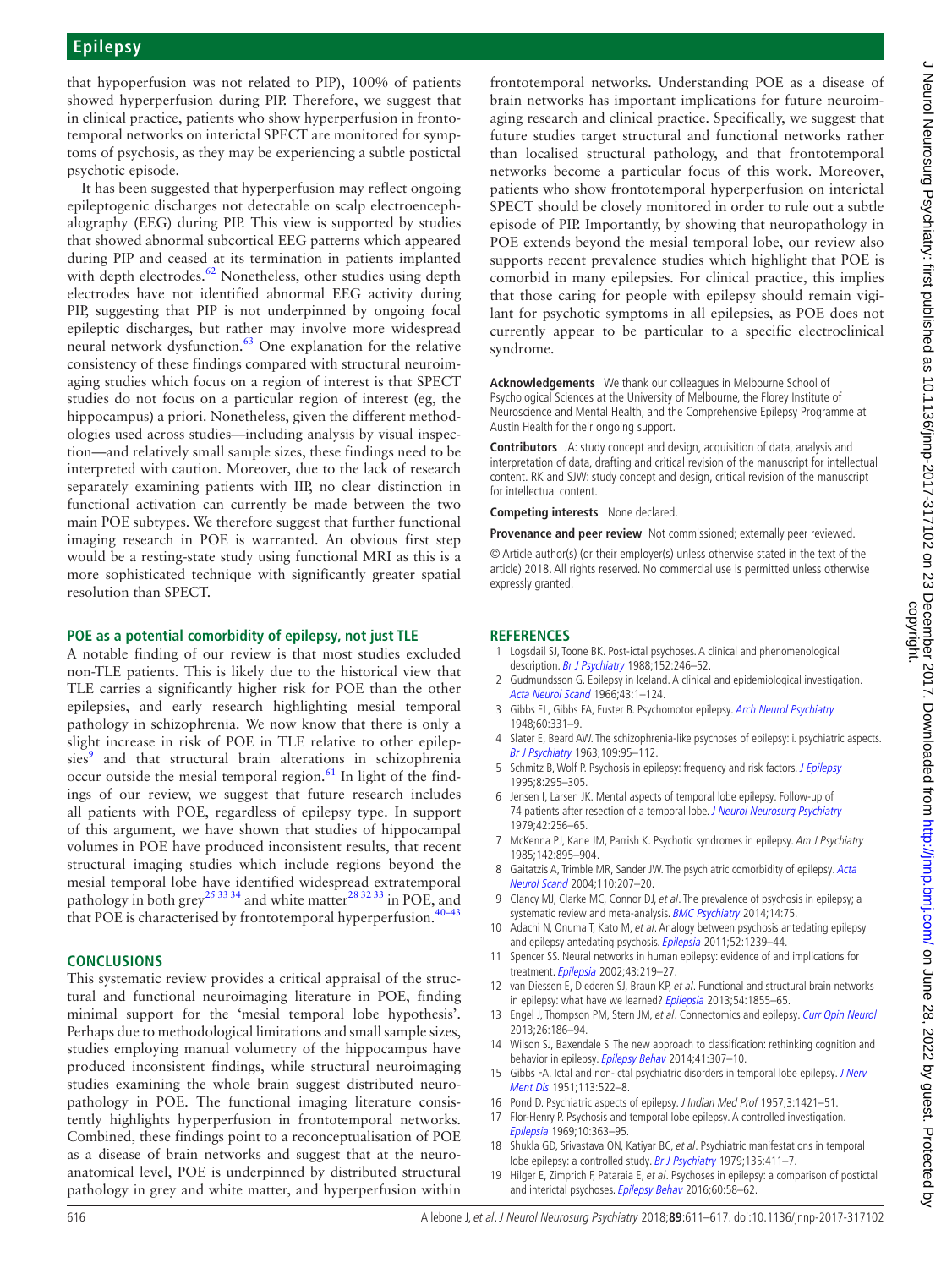that hypoperfusion was not related to PIP), 100% of patients showed hyperperfusion during PIP. Therefore, we suggest that in clinical practice, patients who show hyperperfusion in frontotemporal networks on interictal SPECT are monitored for symptoms of psychosis, as they may be experiencing a subtle postictal psychotic episode.

It has been suggested that hyperperfusion may reflect ongoing epileptogenic discharges not detectable on scalp electroencephalography (EEG) during PIP. This view is supported by studies that showed abnormal subcortical EEG patterns which appeared during PIP and ceased at its termination in patients implanted with depth electrodes.[62] Nonetheless, other studies using depth electrodes have not identified abnormal EEG activity during PIP, suggesting that PIP is not underpinned by ongoing focal epileptic discharges, but rather may involve more widespread neural network dysfunction.[63] One explanation for the relative consistency of these findings compared with structural neuroimaging studies which focus on a region of interest is that SPECT studies do not focus on a particular region of interest (eg, the hippocampus) a priori. Nonetheless, given the different methodologies used across studies—including analysis by visual inspection—and relatively small sample sizes, these findings need to be interpreted with caution. Moreover, due to the lack of research separately examining patients with IIP, no clear distinction in functional activation can currently be made between the two main POE subtypes. We therefore suggest that further functional imaging research in POE is warranted. An obvious first step would be a resting-state study using functional MRI as this is a more sophisticated technique with significantly greater spatial resolution than SPECT.

### POE as a potential comorbidity of epilepsy, not just TLE

A notable finding of our review is that most studies excluded non-TLE patients. This is likely due to the historical view that TLE carries a significantly higher risk for POE than the other epilepsies, and early research highlighting mesial temporal pathology in schizophrenia. We now know that there is only a slight increase in risk of POE in TLE relative to other epilepsies[9] and that structural brain alterations in schizophrenia occur outside the mesial temporal region.[61] In light of the findings of our review, we suggest that future research includes all patients with POE, regardless of epilepsy type. In support of this argument, we have shown that studies of hippocampal volumes in POE have produced inconsistent results, that recent structural imaging studies which include regions beyond the mesial temporal lobe have identified widespread extratemporal pathology in both grey[25 33 34] and white matter[28 32 33] in POE, and that POE is characterised by frontotemporal hyperperfusion.[40–43]

## CONCLUSIONS

This systematic review provides a critical appraisal of the structural and functional neuroimaging literature in POE, finding minimal support for the 'mesial temporal lobe hypothesis'. Perhaps due to methodological limitations and small sample sizes, studies employing manual volumetry of the hippocampus have produced inconsistent findings, while structural neuroimaging studies examining the whole brain suggest distributed neuropathology in POE. The functional imaging literature consistently highlights hyperperfusion in frontotemporal networks. Combined, these findings point to a reconceptualisation of POE as a disease of brain networks and suggest that at the neuroanatomical level, POE is underpinned by distributed structural pathology in grey and white matter, and hyperperfusion within frontotemporal networks. Understanding POE as a disease of brain networks has important implications for future neuroimaging research and clinical practice. Specifically, we suggest that future studies target structural and functional networks rather than localised structural pathology, and that frontotemporal networks become a particular focus of this work. Moreover, patients who show frontotemporal hyperperfusion on interictal SPECT should be closely monitored in order to rule out a subtle episode of PIP. Importantly, by showing that neuropathology in POE extends beyond the mesial temporal lobe, our review also supports recent prevalence studies which highlight that POE is comorbid in many epilepsies. For clinical practice, this implies that those caring for people with epilepsy should remain vigilant for psychotic symptoms in all epilepsies, as POE does not currently appear to be particular to a specific electroclinical syndrome.

**Acknowledgements** We thank our colleagues in Melbourne School of Psychological Sciences at the University of Melbourne, the Florey Institute of Neuroscience and Mental Health, and the Comprehensive Epilepsy Programme at Austin Health for their ongoing support.

**Contributors** JA: study concept and design, acquisition of data, analysis and interpretation of data, drafting and critical revision of the manuscript for intellectual content. RK and SJW: study concept and design, critical revision of the manuscript for intellectual content.

**Competing interests** None declared.

**Provenance and peer review** Not commissioned; externally peer reviewed.

© Article author(s) (or their employer(s) unless otherwise stated in the text of the article) 2018. All rights reserved. No commercial use is permitted unless otherwise expressly granted.

## REFERENCES

1. Logsdail SJ, Toone BK. Post-ictal psychoses. A clinical and phenomenological description. *Br J Psychiatry* 1988;152:246–52.
2. Gudmundsson G. Epilepsy in Iceland. A clinical and epidemiological investigation. *Acta Neurol Scand* 1966;43:1–124.
3. Gibbs EL, Gibbs FA, Fuster B. Psychomotor epilepsy. *Arch Neurol Psychiatry* 1948;60:331–9.
4. Slater E, Beard AW. The schizophrenia-like psychoses of epilepsy: i. psychiatric aspects. *Br J Psychiatry* 1963;109:95–112.
5. Schmitz B, Wolf P. Psychosis in epilepsy: frequency and risk factors. *J Epilepsy* 1995;8:295–305.
6. Jensen I, Larsen JK. Mental aspects of temporal lobe epilepsy. Follow-up of 74 patients after resection of a temporal lobe. *J Neurol Neurosurg Psychiatry* 1979;42:256–65.
7. McKenna PJ, Kane JM, Parrish K. Psychotic syndromes in epilepsy. *Am J Psychiatry* 1985;142:895–904.
8. Gaitatzis A, Trimble MR, Sander JW. The psychiatric comorbidity of epilepsy. *Acta Neurol Scand* 2004;110:207–20.
9. Clancy MJ, Clarke MC, Connor DJ, *et al*. The prevalence of psychosis in epilepsy; a systematic review and meta-analysis. *BMC Psychiatry* 2014;14:75.
10. Adachi N, Onuma T, Kato M, *et al*. Analogy between psychosis antedating epilepsy and epilepsy antedating psychosis. *Epilepsia* 2011;52:1239–44.
11. Spencer SS. Neural networks in human epilepsy: evidence of and implications for treatment. *Epilepsia* 2002;43:219–27.
12. van Diessen E, Diederen SJ, Braun KP, *et al*. Functional and structural brain networks in epilepsy: what have we learned? *Epilepsia* 2013;54:1855–65.
13. Engel J, Thompson PM, Stern JM, *et al*. Connectomics and epilepsy. *Curr Opin Neurol* 2013;26:186–94.
14. Wilson SJ, Baxendale S. The new approach to classification: rethinking cognition and behavior in epilepsy. *Epilepsy Behav* 2014;41:307–10.
15. Gibbs FA. Ictal and non-ictal psychiatric disorders in temporal lobe epilepsy. *J Nerv Ment Dis* 1951;113:522–8.
16. Pond D. Psychiatric aspects of epilepsy. *J Indian Med Prof* 1957;3:1421–51.
17. Flor-Henry P. Psychosis and temporal lobe epilepsy. A controlled investigation. *Epilepsia* 1969;10:363–95.
18. Shukla GD, Srivastava ON, Katiyar BC, *et al*. Psychiatric manifestations in temporal lobe epilepsy: a controlled study. *Br J Psychiatry* 1979;135:411–7.
19. Hilger E, Zimprich F, Pataraia E, *et al*. Psychoses in epilepsy: a comparison of postictal and interictal psychoses. *Epilepsy Behav* 2016;60:58–62.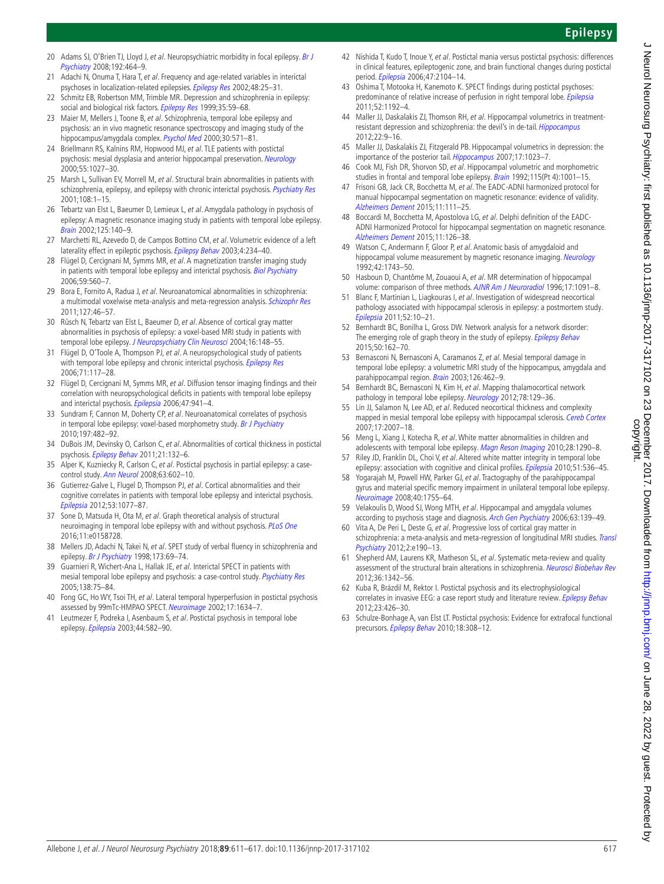20 Adams SJ, O'Brien TJ, Lloyd J, *et al*. Neuropsychiatric morbidity in focal epilepsy. *Br J Psychiatry* 2008;192:464–9.
21 Adachi N, Onuma T, Hara T, *et al*. Frequency and age-related variables in interictal psychoses in localization-related epilepsies. *Epilepsy Res* 2002;48:25–31.
22 Schmitz EB, Robertson MM, Trimble MR. Depression and schizophrenia in epilepsy: social and biological risk factors. *Epilepsy Res* 1999;35:59–68.
23 Maier M, Mellers J, Toone B, *et al*. Schizophrenia, temporal lobe epilepsy and psychosis: an in vivo magnetic resonance spectroscopy and imaging study of the hippocampus/amygdala complex. *Psychol Med* 2000;30:571–81.
24 Briellmann RS, Kalnins RM, Hopwood MJ, *et al*. TLE patients with postictal psychosis: mesial dysplasia and anterior hippocampal preservation. *Neurology* 2000;55:1027–30.
25 Marsh L, Sullivan EV, Morrell M, *et al*. Structural brain abnormalities in patients with schizophrenia, epilepsy, and epilepsy with chronic interictal psychosis. *Psychiatry Res* 2001;108:1–15.
26 Tebartz van Elst L, Baeumer D, Lemieux L, *et al*. Amygdala pathology in psychosis of epilepsy: A magnetic resonance imaging study in patients with temporal lobe epilepsy. *Brain* 2002;125:140–9.
27 Marchetti RL, Azevedo D, de Campos Bottino CM, *et al*. Volumetric evidence of a left laterality effect in epileptic psychosis. *Epilepsy Behav* 2003;4:234–40.
28 Flügel D, Cercignani M, Symms MR, *et al*. A magnetization transfer imaging study in patients with temporal lobe epilepsy and interictal psychosis. *Biol Psychiatry* 2006;59:560–7.
29 Bora E, Fornito A, Radua J, *et al*. Neuroanatomical abnormalities in schizophrenia: a multimodal voxelwise meta-analysis and meta-regression analysis. *Schizophr Res* 2011;127:46–57.
30 Rüsch N, Tebartz van Elst L, Baeumer D, *et al*. Absence of cortical gray matter abnormalities in psychosis of epilepsy: a voxel-based MRI study in patients with temporal lobe epilepsy. *J Neuropsychiatry Clin Neurosci* 2004;16:148–55.
31 Flügel D, O'Toole A, Thompson PJ, *et al*. A neuropsychological study of patients with temporal lobe epilepsy and chronic interictal psychosis. *Epilepsy Res* 2006;71:117–28.
32 Flügel D, Cercignani M, Symms MR, *et al*. Diffusion tensor imaging findings and their correlation with neuropsychological deficits in patients with temporal lobe epilepsy and interictal psychosis. *Epilepsia* 2006;47:941–4.
33 Sundram F, Cannon M, Doherty CP, *et al*. Neuroanatomical correlates of psychosis in temporal lobe epilepsy: voxel-based morphometry study. *Br J Psychiatry* 2010;197:482–92.
34 DuBois JM, Devinsky O, Carlson C, *et al*. Abnormalities of cortical thickness in postictal psychosis. *Epilepsy Behav* 2011;21:132–6.
35 Alper K, Kuzniecky R, Carlson C, *et al*. Postictal psychosis in partial epilepsy: a case-control study. *Ann Neurol* 2008;63:602–10.
36 Gutierrez-Galve L, Flugel D, Thompson PJ, *et al*. Cortical abnormalities and their cognitive correlates in patients with temporal lobe epilepsy and interictal psychosis. *Epilepsia* 2012;53:1077–87.
37 Sone D, Matsuda H, Ota M, *et al*. Graph theoretical analysis of structural neuroimaging in temporal lobe epilepsy with and without psychosis. *PLoS One* 2016;11:e0158728.
38 Mellers JD, Adachi N, Takei N, *et al*. SPET study of verbal fluency in schizophrenia and epilepsy. *Br J Psychiatry* 1998;173:69–74.
39 Guarnieri R, Wichert-Ana L, Hallak JE, *et al*. Interictal SPECT in patients with mesial temporal lobe epilepsy and psychosis: a case-control study. *Psychiatry Res* 2005;138:75–84.
40 Fong GC, Ho WY, Tsoi TH, *et al*. Lateral temporal hyperperfusion in postictal psychosis assessed by 99mTc-HMPAO SPECT. *Neuroimage* 2002;17:1634–7.
41 Leutmezer F, Podreka I, Asenbaum S, *et al*. Postictal psychosis in temporal lobe epilepsy. *Epilepsia* 2003;44:582–90.
42 Nishida T, Kudo T, Inoue Y, *et al*. Postictal mania versus postictal psychosis: differences in clinical features, epileptogenic zone, and brain functional changes during postictal period. *Epilepsia* 2006;47:2104–14.
43 Oshima T, Motooka H, Kanemoto K. SPECT findings during postictal psychoses: predominance of relative increase of perfusion in right temporal lobe. *Epilepsia* 2011;52:1192–4.
44 Maller JJ, Daskalakis ZJ, Thomson RH, *et al*. Hippocampal volumetrics in treatment-resistant depression and schizophrenia: the devil's in de-tail. *Hippocampus* 2012;22:9–16.
45 Maller JJ, Daskalakis ZJ, Fitzgerald PB. Hippocampal volumetrics in depression: the importance of the posterior tail. *Hippocampus* 2007;17:1023–7.
46 Cook MJ, Fish DR, Shorvon SD, *et al*. Hippocampal volumetric and morphometric studies in frontal and temporal lobe epilepsy. *Brain* 1992;115(Pt 4):1001–15.
47 Frisoni GB, Jack CR, Bocchetta M, *et al*. The EADC-ADNI harmonized protocol for manual hippocampal segmentation on magnetic resonance: evidence of validity. *Alzheimers Dement* 2015;11:111–25.
48 Boccardi M, Bocchetta M, Apostolova LG, *et al*. Delphi definition of the EADC-ADNI Harmonized Protocol for hippocampal segmentation on magnetic resonance. *Alzheimers Dement* 2015;11:126–38.
49 Watson C, Andermann F, Gloor P, *et al*. Anatomic basis of amygdaloid and hippocampal volume measurement by magnetic resonance imaging. *Neurology* 1992;42:1743–50.
50 Hasboun D, Chantôme M, Zouaoui A, *et al*. MR determination of hippocampal volume: comparison of three methods. *AJNR Am J Neuroradiol* 1996;17:1091–8.
51 Blanc F, Martinian L, Liagkouras I, *et al*. Investigation of widespread neocortical pathology associated with hippocampal sclerosis in epilepsy: a postmortem study. *Epilepsia* 2011;52:10–21.
52 Bernhardt BC, Bonilha L, Gross DW. Network analysis for a network disorder: The emerging role of graph theory in the study of epilepsy. *Epilepsy Behav* 2015;50:162–70.
53 Bernasconi N, Bernasconi A, Caramanos Z, *et al*. Mesial temporal damage in temporal lobe epilepsy: a volumetric MRI study of the hippocampus, amygdala and parahippocampal region. *Brain* 2003;126:462–9.
54 Bernhardt BC, Bernasconi N, Kim H, *et al*. Mapping thalamocortical network pathology in temporal lobe epilepsy. *Neurology* 2012;78:129–36.
55 Lin JJ, Salamon N, Lee AD, *et al*. Reduced neocortical thickness and complexity mapped in mesial temporal lobe epilepsy with hippocampal sclerosis. *Cereb Cortex* 2007;17:2007–18.
56 Meng L, Xiang J, Kotecha R, *et al*. White matter abnormalities in children and adolescents with temporal lobe epilepsy. *Magn Reson Imaging* 2010;28:1290–8.
57 Riley JD, Franklin DL, Choi V, *et al*. Altered white matter integrity in temporal lobe epilepsy: association with cognitive and clinical profiles. *Epilepsia* 2010;51:536–45.
58 Yogarajah M, Powell HW, Parker GJ, *et al*. Tractography of the parahippocampal gyrus and material specific memory impairment in unilateral temporal lobe epilepsy. *Neuroimage* 2008;40:1755–64.
59 Velakoulis D, Wood SJ, Wong MTH, *et al*. Hippocampal and amygdala volumes according to psychosis stage and diagnosis. *Arch Gen Psychiatry* 2006;63:139–49.
60 Vita A, De Peri L, Deste G, *et al*. Progressive loss of cortical gray matter in schizophrenia: a meta-analysis and meta-regression of longitudinal MRI studies. *Transl Psychiatry* 2012;2:e190–13.
61 Shepherd AM, Laurens KR, Matheson SL, *et al*. Systematic meta-review and quality assessment of the structural brain alterations in schizophrenia. *Neurosci Biobehav Rev* 2012;36:1342–56.
62 Kuba R, Brázdil M, Rektor I. Postictal psychosis and its electrophysiological correlates in invasive EEG: a case report study and literature review. *Epilepsy Behav* 2012;23:426–30.
63 Schulze-Bonhage A, van Elst LT. Postictal psychosis: Evidence for extrafocal functional precursors. *Epilepsy Behav* 2010;18:308–12.